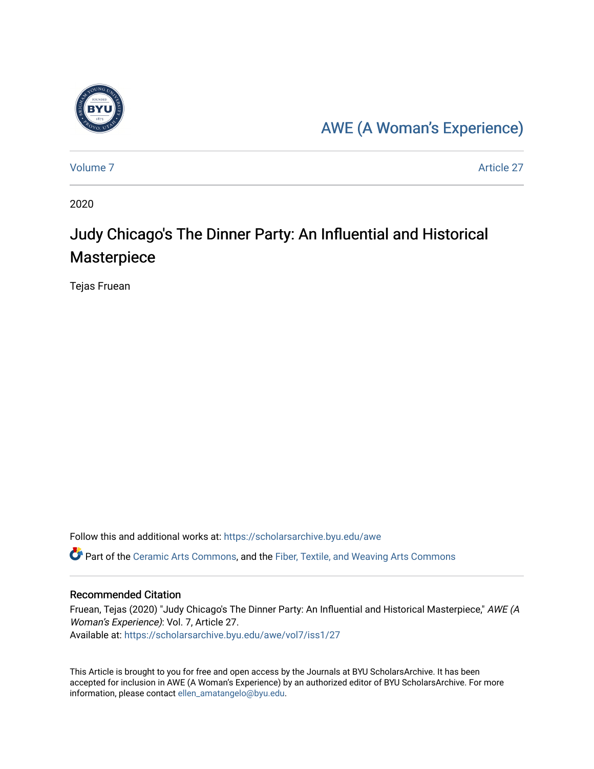AWE (A Woman's Experience)

Volume 7 | Article 27

2020

# Judy Chicago's The Dinner Party: An Influential and Historical Masterpiece

Tejas Fruean

Follow this and additional works at: https://scholarsarchive.byu.edu/awe

Part of the Ceramic Arts Commons, and the Fiber, Textile, and Weaving Arts Commons

## Recommended Citation

Fruean, Tejas (2020) "Judy Chicago's The Dinner Party: An Influential and Historical Masterpiece," *AWE (A Woman's Experience)*: Vol. 7, Article 27.
Available at: https://scholarsarchive.byu.edu/awe/vol7/iss1/27

This Article is brought to you for free and open access by the Journals at BYU ScholarsArchive. It has been accepted for inclusion in AWE (A Woman's Experience) by an authorized editor of BYU ScholarsArchive. For more information, please contact ellen_amatangelo@byu.edu.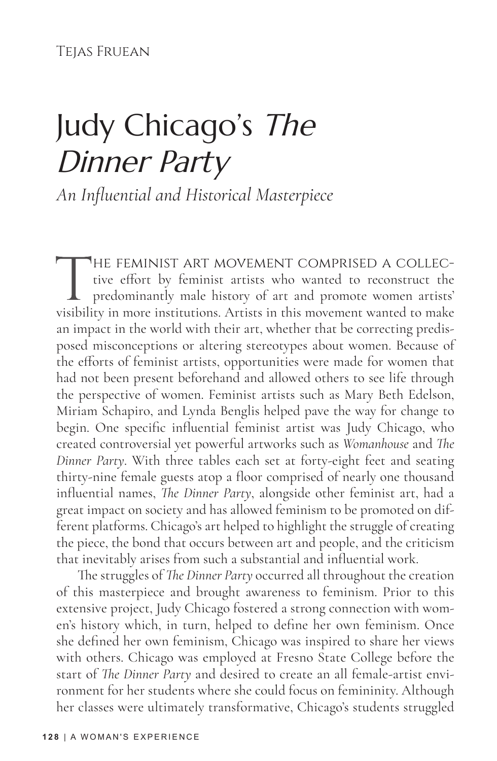Tejas Fruean

# Judy Chicago's *The Dinner Party*

## *An Influential and Historical Masterpiece*

The feminist art movement comprised a collective effort by feminist artists who wanted to reconstruct the predominantly male history of art and promote women artists' visibility in more institutions. Artists in this movement wanted to make an impact in the world with their art, whether that be correcting predisposed misconceptions or altering stereotypes about women. Because of the efforts of feminist artists, opportunities were made for women that had not been present beforehand and allowed others to see life through the perspective of women. Feminist artists such as Mary Beth Edelson, Miriam Schapiro, and Lynda Benglis helped pave the way for change to begin. One specific influential feminist artist was Judy Chicago, who created controversial yet powerful artworks such as *Womanhouse* and *The Dinner Party*. With three tables each set at forty-eight feet and seating thirty-nine female guests atop a floor comprised of nearly one thousand influential names, *The Dinner Party*, alongside other feminist art, had a great impact on society and has allowed feminism to be promoted on different platforms. Chicago's art helped to highlight the struggle of creating the piece, the bond that occurs between art and people, and the criticism that inevitably arises from such a substantial and influential work.

The struggles of *The Dinner Party* occurred all throughout the creation of this masterpiece and brought awareness to feminism. Prior to this extensive project, Judy Chicago fostered a strong connection with women's history which, in turn, helped to define her own feminism. Once she defined her own feminism, Chicago was inspired to share her views with others. Chicago was employed at Fresno State College before the start of *The Dinner Party* and desired to create an all female-artist environment for her students where she could focus on femininity. Although her classes were ultimately transformative, Chicago's students struggled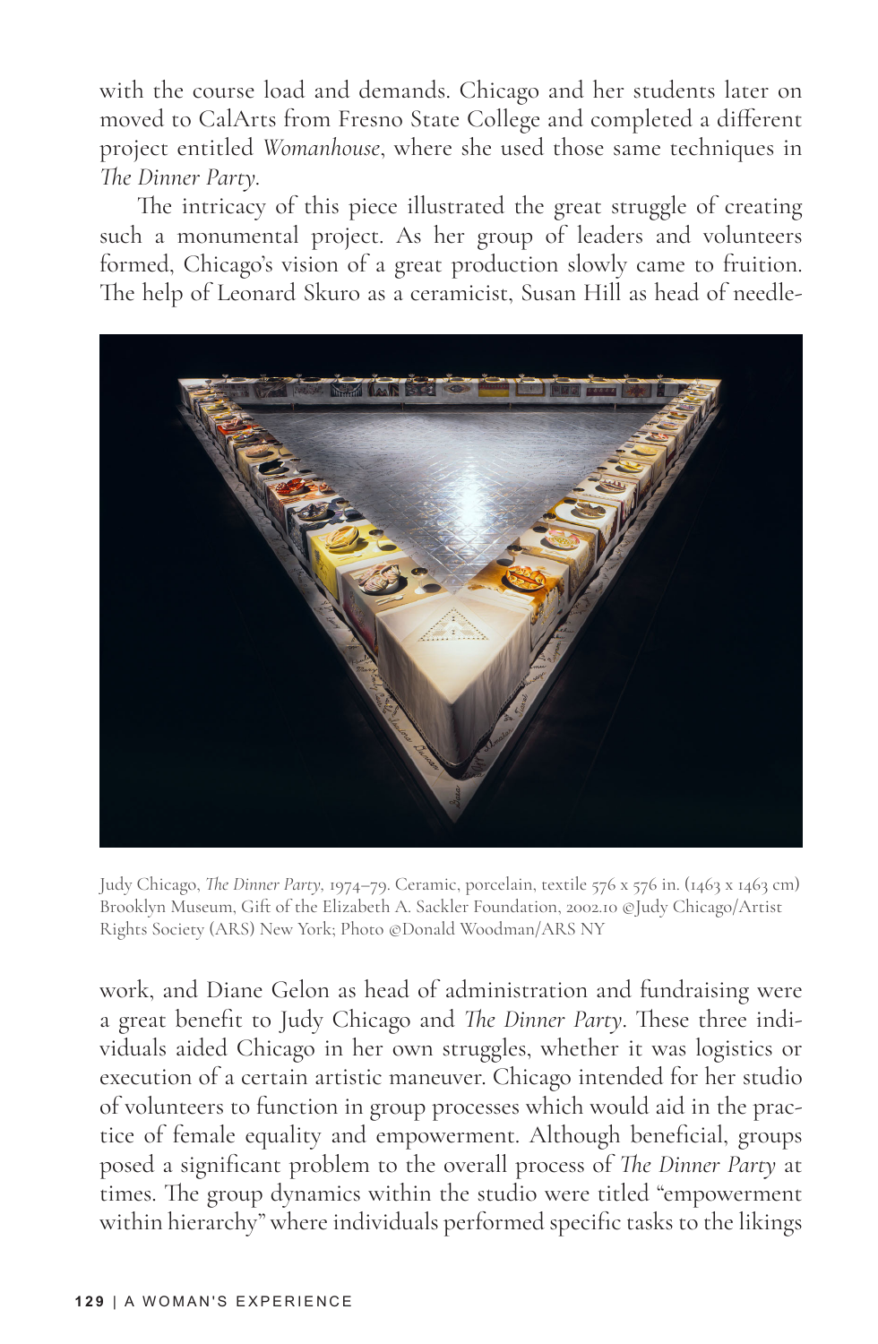with the course load and demands. Chicago and her students later on moved to CalArts from Fresno State College and completed a different project entitled *Womanhouse*, where she used those same techniques in *The Dinner Party*.

The intricacy of this piece illustrated the great struggle of creating such a monumental project. As her group of leaders and volunteers formed, Chicago's vision of a great production slowly came to fruition. The help of Leonard Skuro as a ceramicist, Susan Hill as head of needle-

Judy Chicago, *The Dinner Party*, 1974–79. Ceramic, porcelain, textile 576 x 576 in. (1463 x 1463 cm) Brooklyn Museum, Gift of the Elizabeth A. Sackler Foundation, 2002.10 ©Judy Chicago/Artist Rights Society (ARS) New York; Photo ©Donald Woodman/ARS NY

work, and Diane Gelon as head of administration and fundraising were a great benefit to Judy Chicago and *The Dinner Party*. These three individuals aided Chicago in her own struggles, whether it was logistics or execution of a certain artistic maneuver. Chicago intended for her studio of volunteers to function in group processes which would aid in the practice of female equality and empowerment. Although beneficial, groups posed a significant problem to the overall process of *The Dinner Party* at times. The group dynamics within the studio were titled "empowerment within hierarchy" where individuals performed specific tasks to the likings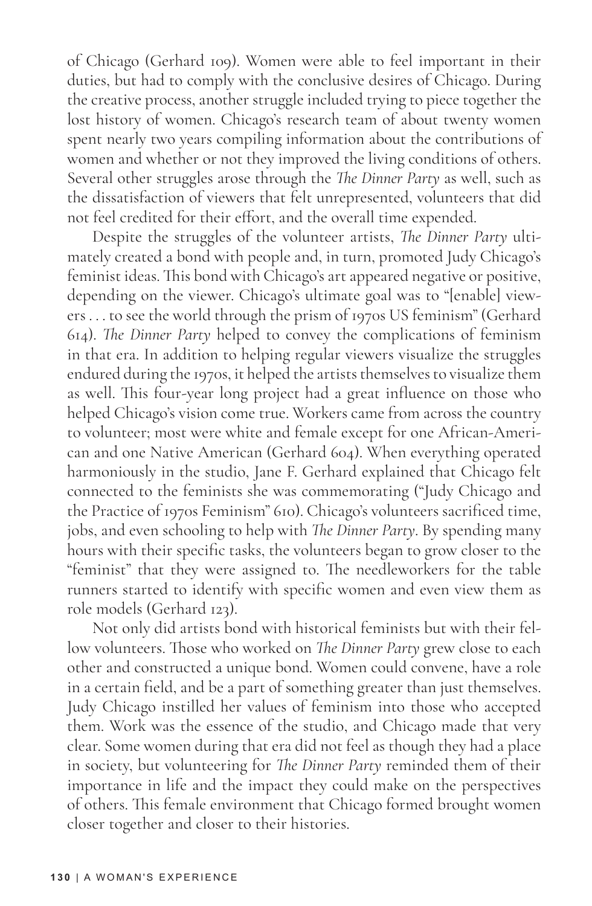of Chicago (Gerhard 109). Women were able to feel important in their duties, but had to comply with the conclusive desires of Chicago. During the creative process, another struggle included trying to piece together the lost history of women. Chicago's research team of about twenty women spent nearly two years compiling information about the contributions of women and whether or not they improved the living conditions of others. Several other struggles arose through the *The Dinner Party* as well, such as the dissatisfaction of viewers that felt unrepresented, volunteers that did not feel credited for their effort, and the overall time expended.

Despite the struggles of the volunteer artists, *The Dinner Party* ultimately created a bond with people and, in turn, promoted Judy Chicago's feminist ideas. This bond with Chicago's art appeared negative or positive, depending on the viewer. Chicago's ultimate goal was to "[enable] viewers . . . to see the world through the prism of 1970s US feminism" (Gerhard 614). *The Dinner Party* helped to convey the complications of feminism in that era. In addition to helping regular viewers visualize the struggles endured during the 1970s, it helped the artists themselves to visualize them as well. This four-year long project had a great influence on those who helped Chicago's vision come true. Workers came from across the country to volunteer; most were white and female except for one African-American and one Native American (Gerhard 604). When everything operated harmoniously in the studio, Jane F. Gerhard explained that Chicago felt connected to the feminists she was commemorating ("Judy Chicago and the Practice of 1970s Feminism" 610). Chicago's volunteers sacrificed time, jobs, and even schooling to help with *The Dinner Party*. By spending many hours with their specific tasks, the volunteers began to grow closer to the "feminist" that they were assigned to. The needleworkers for the table runners started to identify with specific women and even view them as role models (Gerhard 123).

Not only did artists bond with historical feminists but with their fellow volunteers. Those who worked on *The Dinner Party* grew close to each other and constructed a unique bond. Women could convene, have a role in a certain field, and be a part of something greater than just themselves. Judy Chicago instilled her values of feminism into those who accepted them. Work was the essence of the studio, and Chicago made that very clear. Some women during that era did not feel as though they had a place in society, but volunteering for *The Dinner Party* reminded them of their importance in life and the impact they could make on the perspectives of others. This female environment that Chicago formed brought women closer together and closer to their histories.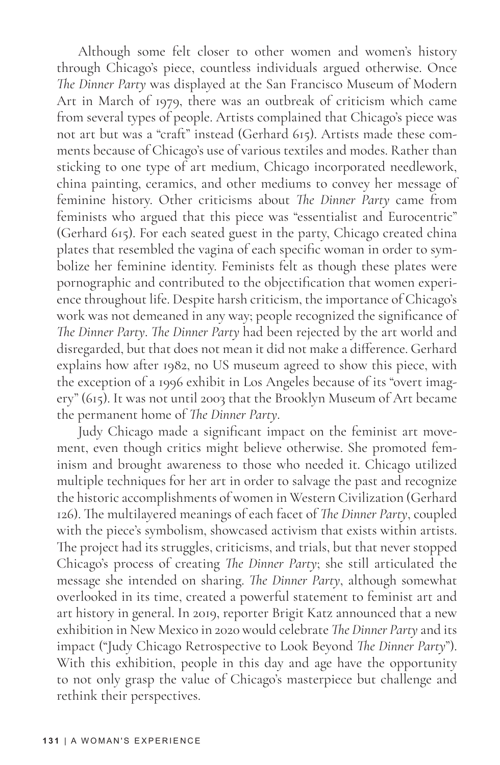Although some felt closer to other women and women's history through Chicago's piece, countless individuals argued otherwise. Once *The Dinner Party* was displayed at the San Francisco Museum of Modern Art in March of 1979, there was an outbreak of criticism which came from several types of people. Artists complained that Chicago's piece was not art but was a "craft" instead (Gerhard 615). Artists made these comments because of Chicago's use of various textiles and modes. Rather than sticking to one type of art medium, Chicago incorporated needlework, china painting, ceramics, and other mediums to convey her message of feminine history. Other criticisms about *The Dinner Party* came from feminists who argued that this piece was "essentialist and Eurocentric" (Gerhard 615). For each seated guest in the party, Chicago created china plates that resembled the vagina of each specific woman in order to symbolize her feminine identity. Feminists felt as though these plates were pornographic and contributed to the objectification that women experience throughout life. Despite harsh criticism, the importance of Chicago's work was not demeaned in any way; people recognized the significance of *The Dinner Party*. *The Dinner Party* had been rejected by the art world and disregarded, but that does not mean it did not make a difference. Gerhard explains how after 1982, no US museum agreed to show this piece, with the exception of a 1996 exhibit in Los Angeles because of its "overt imagery" (615). It was not until 2003 that the Brooklyn Museum of Art became the permanent home of *The Dinner Party*.

Judy Chicago made a significant impact on the feminist art movement, even though critics might believe otherwise. She promoted feminism and brought awareness to those who needed it. Chicago utilized multiple techniques for her art in order to salvage the past and recognize the historic accomplishments of women in Western Civilization (Gerhard 126). The multilayered meanings of each facet of *The Dinner Party*, coupled with the piece's symbolism, showcased activism that exists within artists. The project had its struggles, criticisms, and trials, but that never stopped Chicago's process of creating *The Dinner Party*; she still articulated the message she intended on sharing. *The Dinner Party*, although somewhat overlooked in its time, created a powerful statement to feminist art and art history in general. In 2019, reporter Brigit Katz announced that a new exhibition in New Mexico in 2020 would celebrate *The Dinner Party* and its impact ("Judy Chicago Retrospective to Look Beyond *The Dinner Party*"). With this exhibition, people in this day and age have the opportunity to not only grasp the value of Chicago's masterpiece but challenge and rethink their perspectives.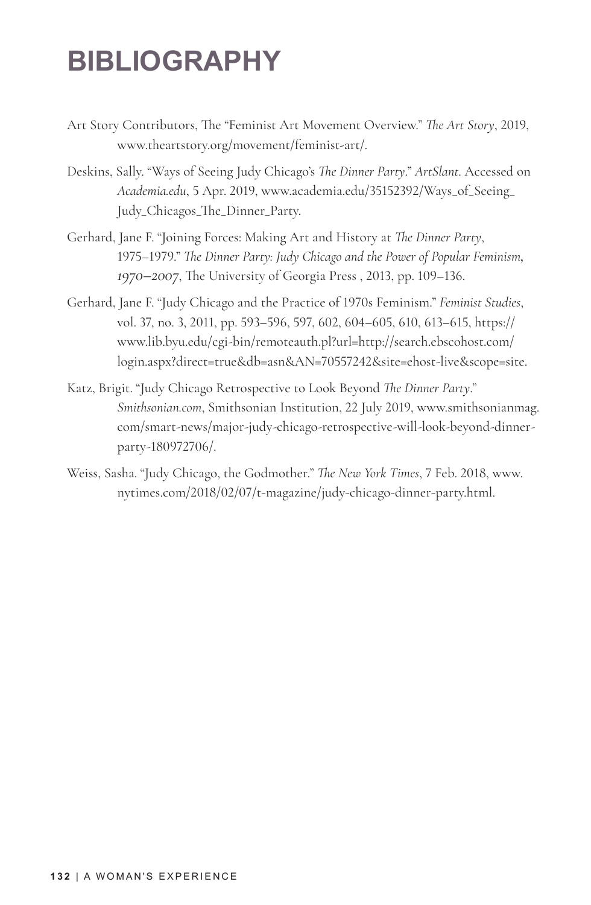# BIBLIOGRAPHY

Art Story Contributors, The "Feminist Art Movement Overview." *The Art Story*, 2019, www.theartstory.org/movement/feminist-art/.

Deskins, Sally. "Ways of Seeing Judy Chicago's *The Dinner Party*." *ArtSlant*. Accessed on *Academia.edu*, 5 Apr. 2019, www.academia.edu/35152392/Ways_of_Seeing_Judy_Chicagos_The_Dinner_Party.

Gerhard, Jane F. "Joining Forces: Making Art and History at *The Dinner Party*, 1975–1979." *The Dinner Party: Judy Chicago and the Power of Popular Feminism, 1970–2007*, The University of Georgia Press , 2013, pp. 109–136.

Gerhard, Jane F. "Judy Chicago and the Practice of 1970s Feminism." *Feminist Studies*, vol. 37, no. 3, 2011, pp. 593–596, 597, 602, 604–605, 610, 613–615, https://www.lib.byu.edu/cgi-bin/remoteauth.pl?url=http://search.ebscohost.com/login.aspx?direct=true&db=asn&AN=70557242&site=ehost-live&scope=site.

Katz, Brigit. "Judy Chicago Retrospective to Look Beyond *The Dinner Party*." *Smithsonian.com*, Smithsonian Institution, 22 July 2019, www.smithsonianmag.com/smart-news/major-judy-chicago-retrospective-will-look-beyond-dinner-party-180972706/.

Weiss, Sasha. "Judy Chicago, the Godmother." *The New York Times*, 7 Feb. 2018, www.nytimes.com/2018/02/07/t-magazine/judy-chicago-dinner-party.html.